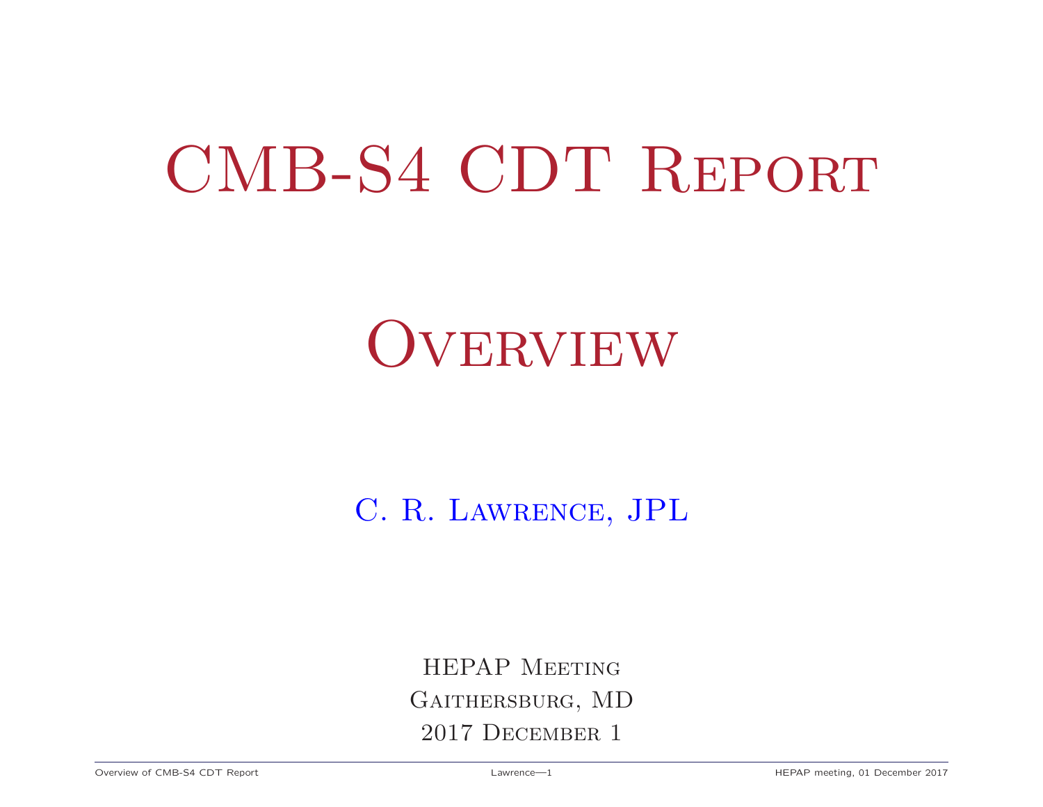# CMB-S4 CDT Report

## Overview

C. R. Lawrence, JPL

HEPAP Meeting
Gaithersburg, MD
2017 December 1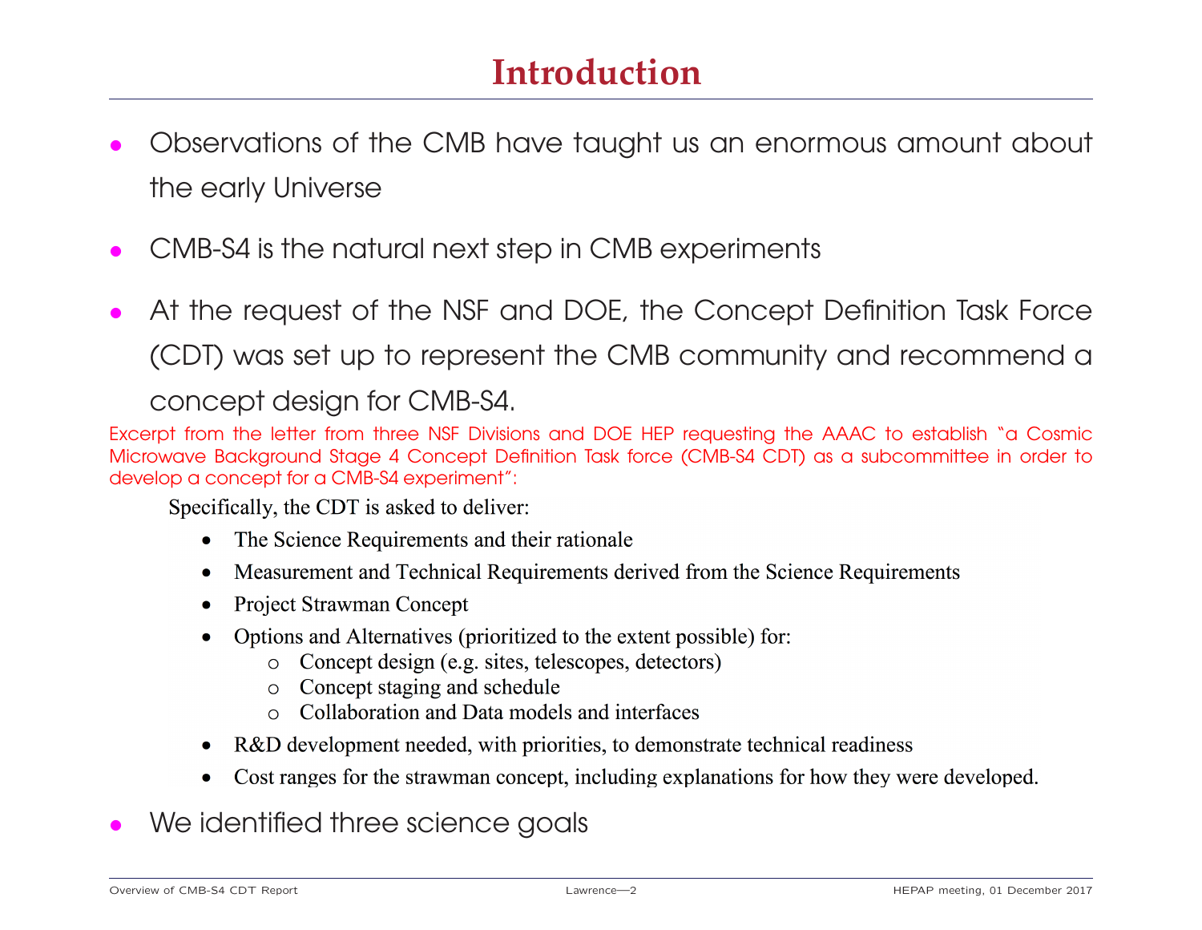# Introduction

- Observations of the CMB have taught us an enormous amount about the early Universe
- CMB-S4 is the natural next step in CMB experiments
- At the request of the NSF and DOE, the Concept Definition Task Force (CDT) was set up to represent the CMB community and recommend a concept design for CMB-S4.

Excerpt from the letter from three NSF Divisions and DOE HEP requesting the AAAC to establish "a Cosmic Microwave Background Stage 4 Concept Definition Task force (CMB-S4 CDT) as a subcommittee in order to develop a concept for a CMB-S4 experiment":

> Specifically, the CDT is asked to deliver:
>
> - The Science Requirements and their rationale
> - Measurement and Technical Requirements derived from the Science Requirements
> - Project Strawman Concept
> - Options and Alternatives (prioritized to the extent possible) for:
>   - Concept design (e.g. sites, telescopes, detectors)
>   - Concept staging and schedule
>   - Collaboration and Data models and interfaces
> - R&D development needed, with priorities, to demonstrate technical readiness
> - Cost ranges for the strawman concept, including explanations for how they were developed.

- We identified three science goals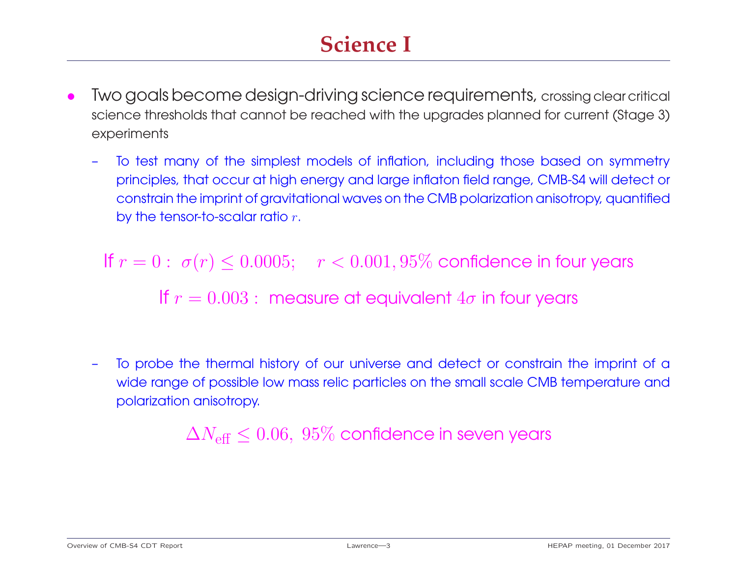# Science I

- Two goals become design-driving science requirements, crossing clear critical science thresholds that cannot be reached with the upgrades planned for current (Stage 3) experiments
  - To test many of the simplest models of inflation, including those based on symmetry principles, that occur at high energy and large inflaton field range, CMB-S4 will detect or constrain the imprint of gravitational waves on the CMB polarization anisotropy, quantified by the tensor-to-scalar ratio $r$.

    If $r = 0 :\ \sigma(r) \leq 0.0005; \quad r < 0.001, 95\%$ confidence in four years

    If $r = 0.003 :$ measure at equivalent $4\sigma$ in four years

  - To probe the thermal history of our universe and detect or constrain the imprint of a wide range of possible low mass relic particles on the small scale CMB temperature and polarization anisotropy.

    $\Delta N_{\rm eff} \leq 0.06,\ 95\%$ confidence in seven years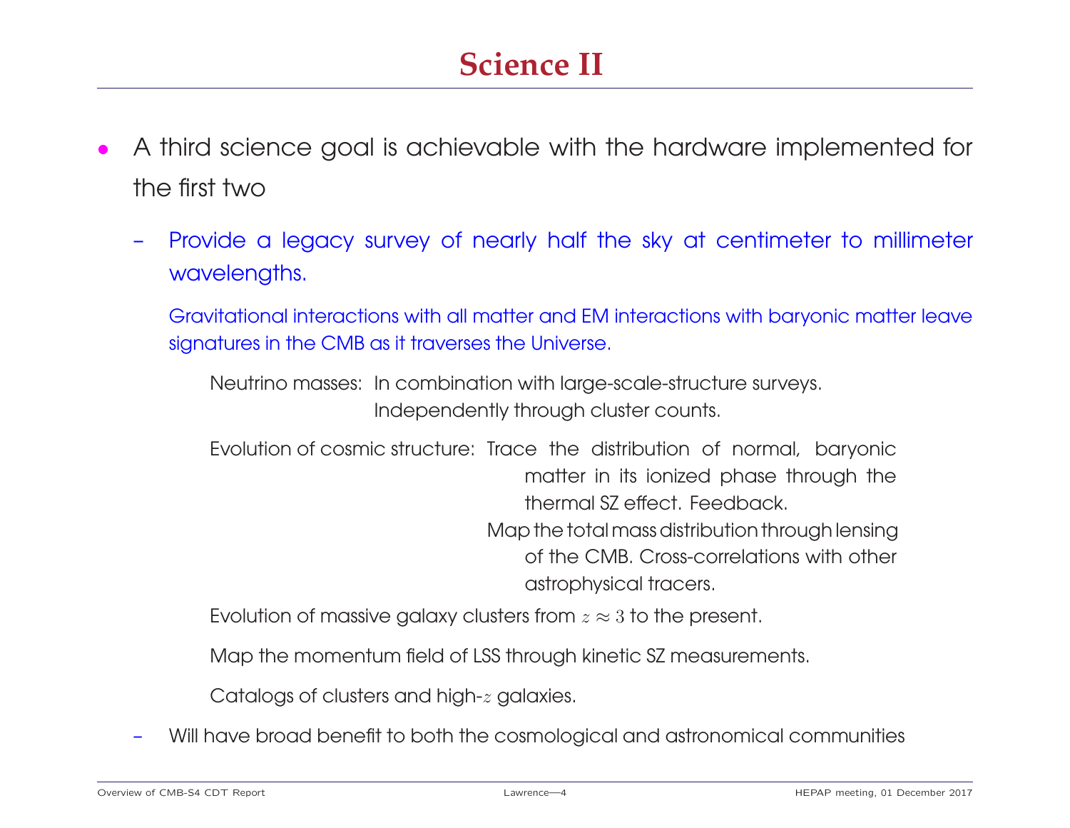# Science II

- A third science goal is achievable with the hardware implemented for the first two
  - Provide a legacy survey of nearly half the sky at centimeter to millimeter wavelengths.

    Gravitational interactions with all matter and EM interactions with baryonic matter leave signatures in the CMB as it traverses the Universe.

    Neutrino masses: In combination with large-scale-structure surveys. Independently through cluster counts.

    Evolution of cosmic structure: Trace the distribution of normal, baryonic matter in its ionized phase through the thermal SZ effect. Feedback. Map the total mass distribution through lensing of the CMB. Cross-correlations with other astrophysical tracers.

    Evolution of massive galaxy clusters from $z \approx 3$ to the present.

    Map the momentum field of LSS through kinetic SZ measurements.

    Catalogs of clusters and high-$z$ galaxies.
  - Will have broad benefit to both the cosmological and astronomical communities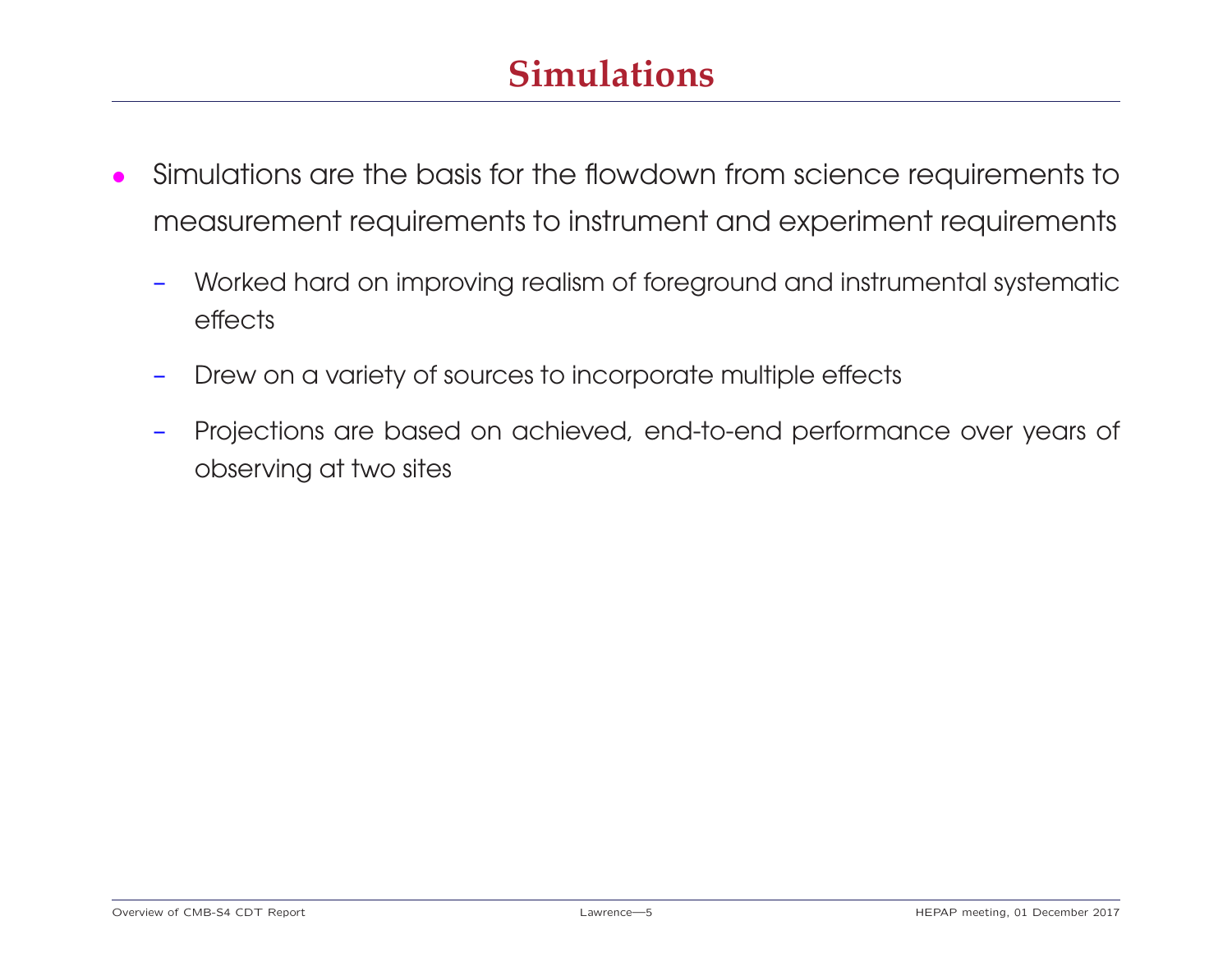# Simulations

- Simulations are the basis for the flowdown from science requirements to measurement requirements to instrument and experiment requirements
  - Worked hard on improving realism of foreground and instrumental systematic effects
  - Drew on a variety of sources to incorporate multiple effects
  - Projections are based on achieved, end-to-end performance over years of observing at two sites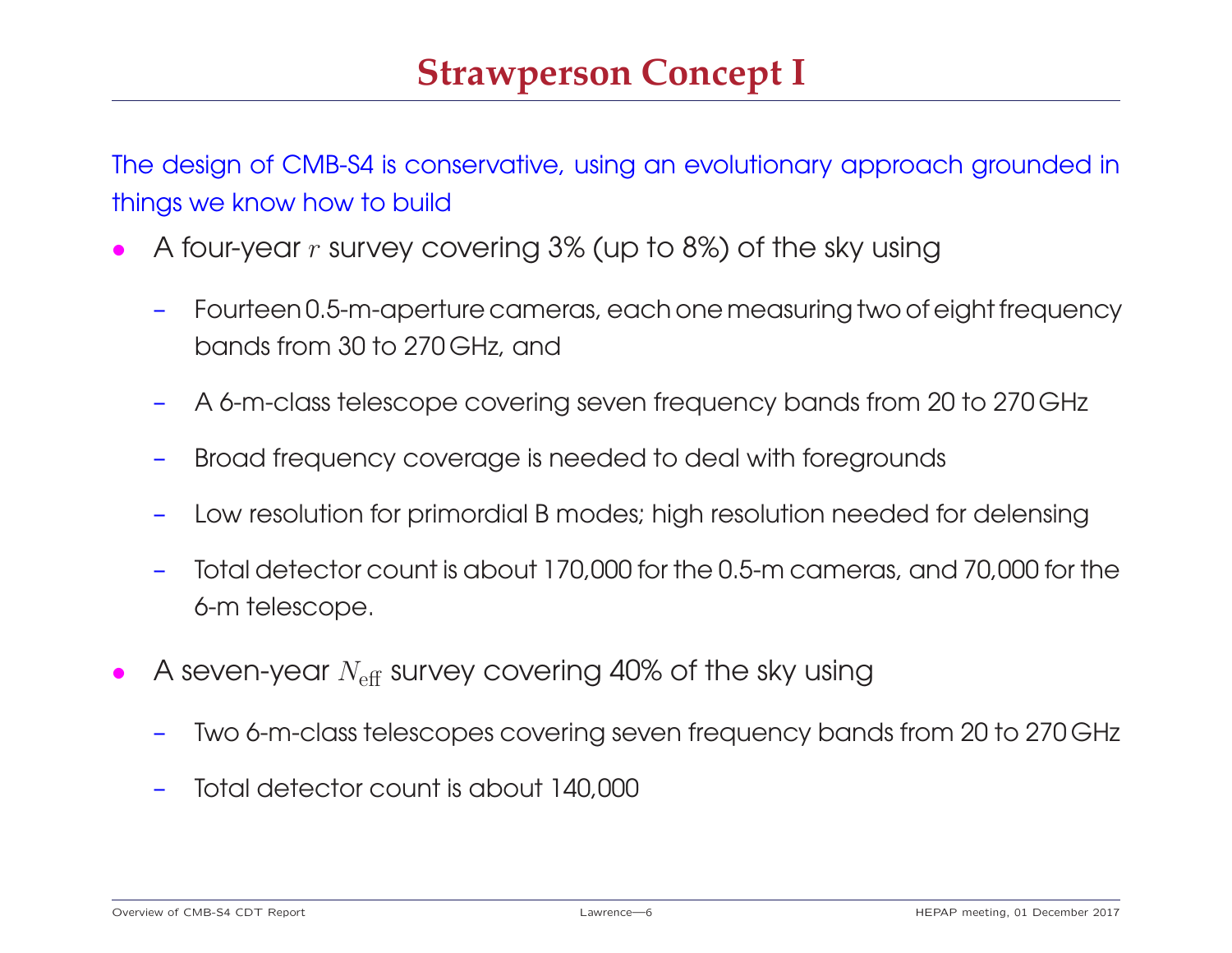# Strawperson Concept I

The design of CMB-S4 is conservative, using an evolutionary approach grounded in things we know how to build

- A four-year $r$ survey covering 3% (up to 8%) of the sky using
  - Fourteen 0.5-m-aperture cameras, each one measuring two of eight frequency bands from 30 to 270 GHz, and
  - A 6-m-class telescope covering seven frequency bands from 20 to 270 GHz
  - Broad frequency coverage is needed to deal with foregrounds
  - Low resolution for primordial B modes; high resolution needed for delensing
  - Total detector count is about 170,000 for the 0.5-m cameras, and 70,000 for the 6-m telescope.
- A seven-year $N_{\rm eff}$ survey covering 40% of the sky using
  - Two 6-m-class telescopes covering seven frequency bands from 20 to 270 GHz
  - Total detector count is about 140,000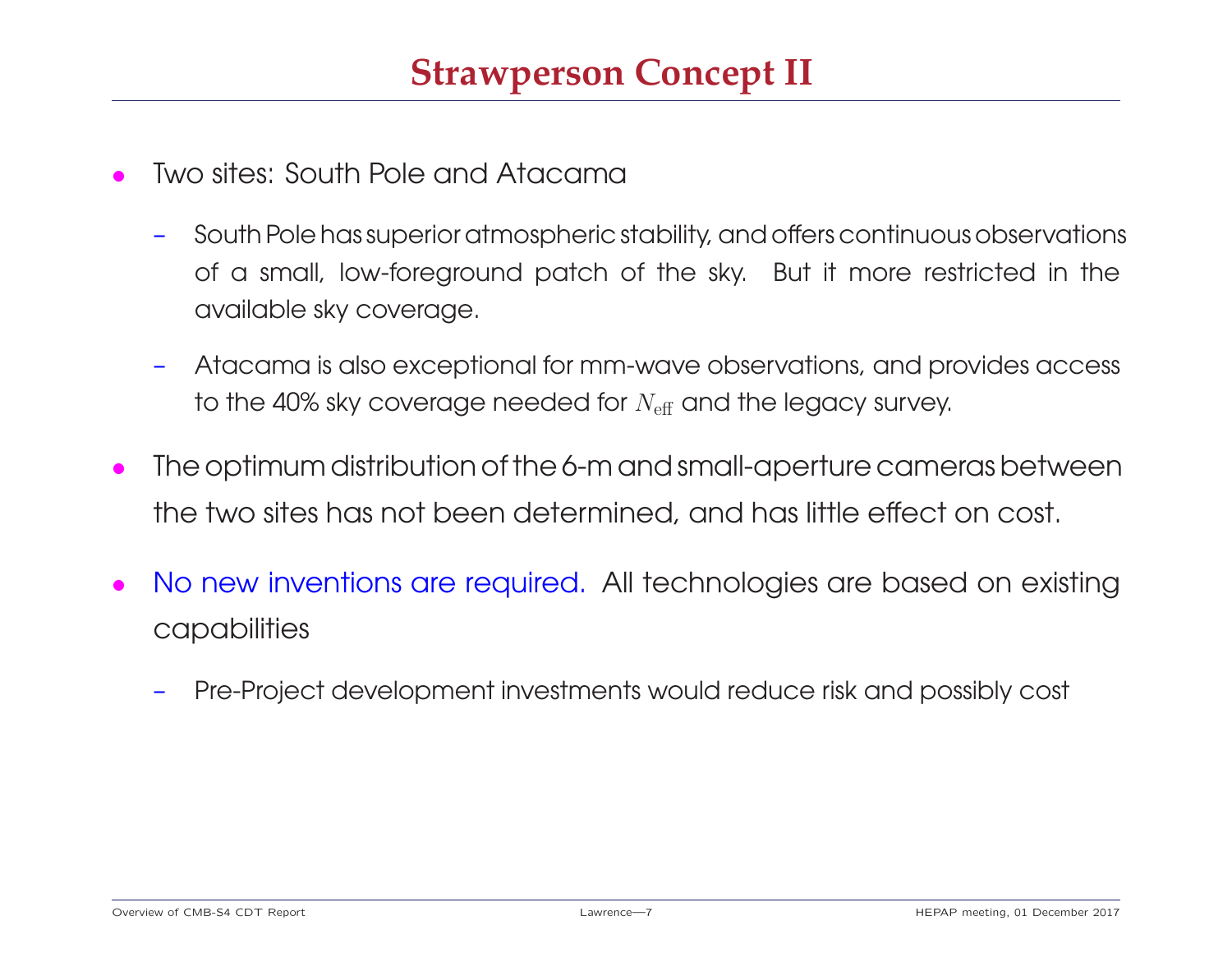# Strawperson Concept II

- Two sites: South Pole and Atacama
  - South Pole has superior atmospheric stability, and offers continuous observations of a small, low-foreground patch of the sky. But it more restricted in the available sky coverage.
  - Atacama is also exceptional for mm-wave observations, and provides access to the 40% sky coverage needed for $N_{\rm eff}$ and the legacy survey.
- The optimum distribution of the 6-m and small-aperture cameras between the two sites has not been determined, and has little effect on cost.
- No new inventions are required. All technologies are based on existing capabilities
  - Pre-Project development investments would reduce risk and possibly cost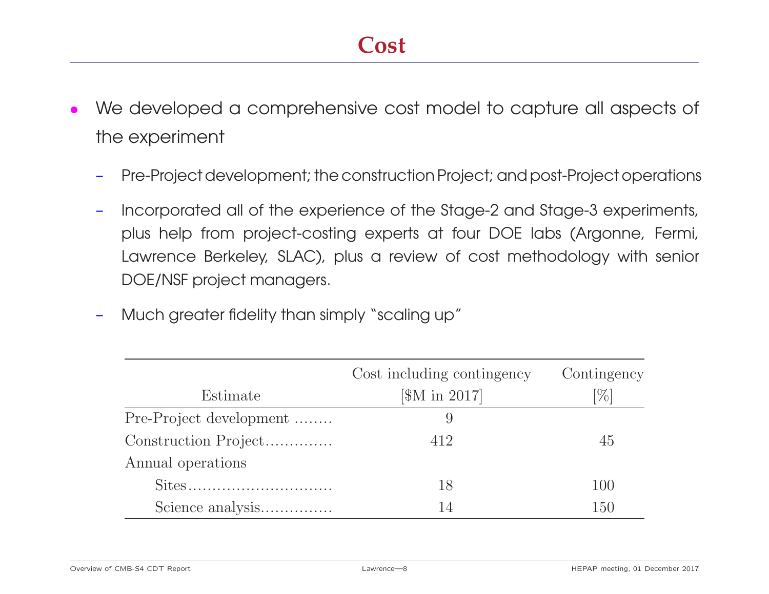# Cost

- We developed a comprehensive cost model to capture all aspects of the experiment
  - Pre-Project development; the construction Project; and post-Project operations
  - Incorporated all of the experience of the Stage-2 and Stage-3 experiments, plus help from project-costing experts at four DOE labs (Argonne, Fermi, Lawrence Berkeley, SLAC), plus a review of cost methodology with senior DOE/NSF project managers.
  - Much greater fidelity than simply "scaling up"

| Estimate | Cost including contingency [$M in 2017] | Contingency [%] |
|---|---|---|
| Pre-Project development | 9 | |
| Construction Project | 412 | 45 |
| Annual operations | | |
| Sites | 18 | 100 |
| Science analysis | 14 | 150 |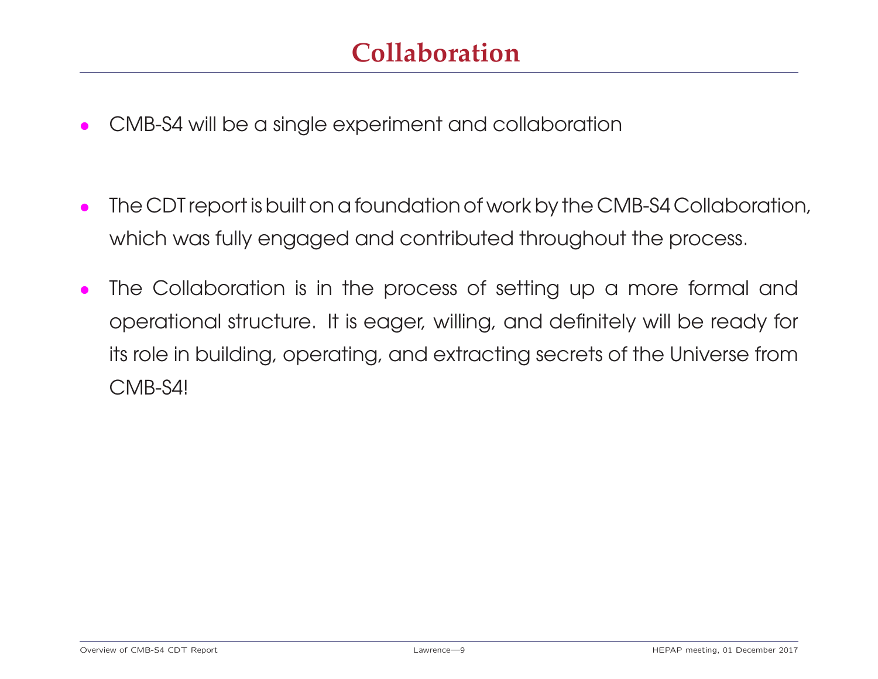# Collaboration

- CMB-S4 will be a single experiment and collaboration
- The CDT report is built on a foundation of work by the CMB-S4 Collaboration, which was fully engaged and contributed throughout the process.
- The Collaboration is in the process of setting up a more formal and operational structure. It is eager, willing, and definitely will be ready for its role in building, operating, and extracting secrets of the Universe from CMB-S4!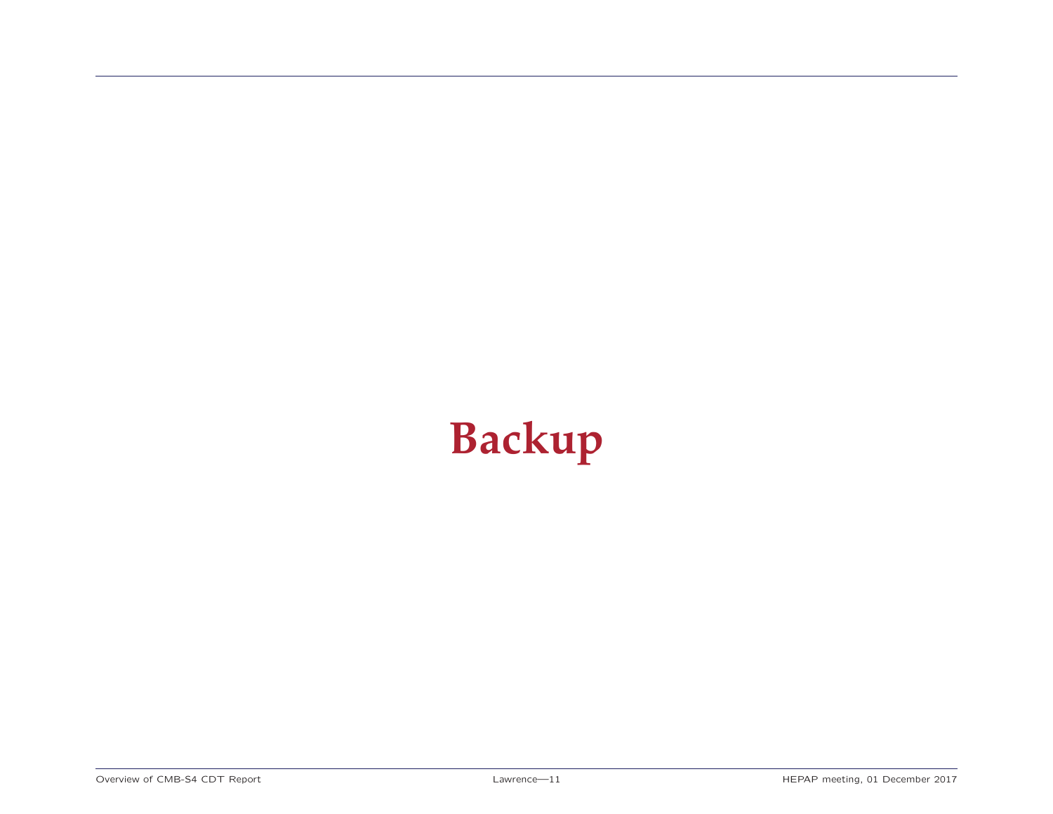# Backup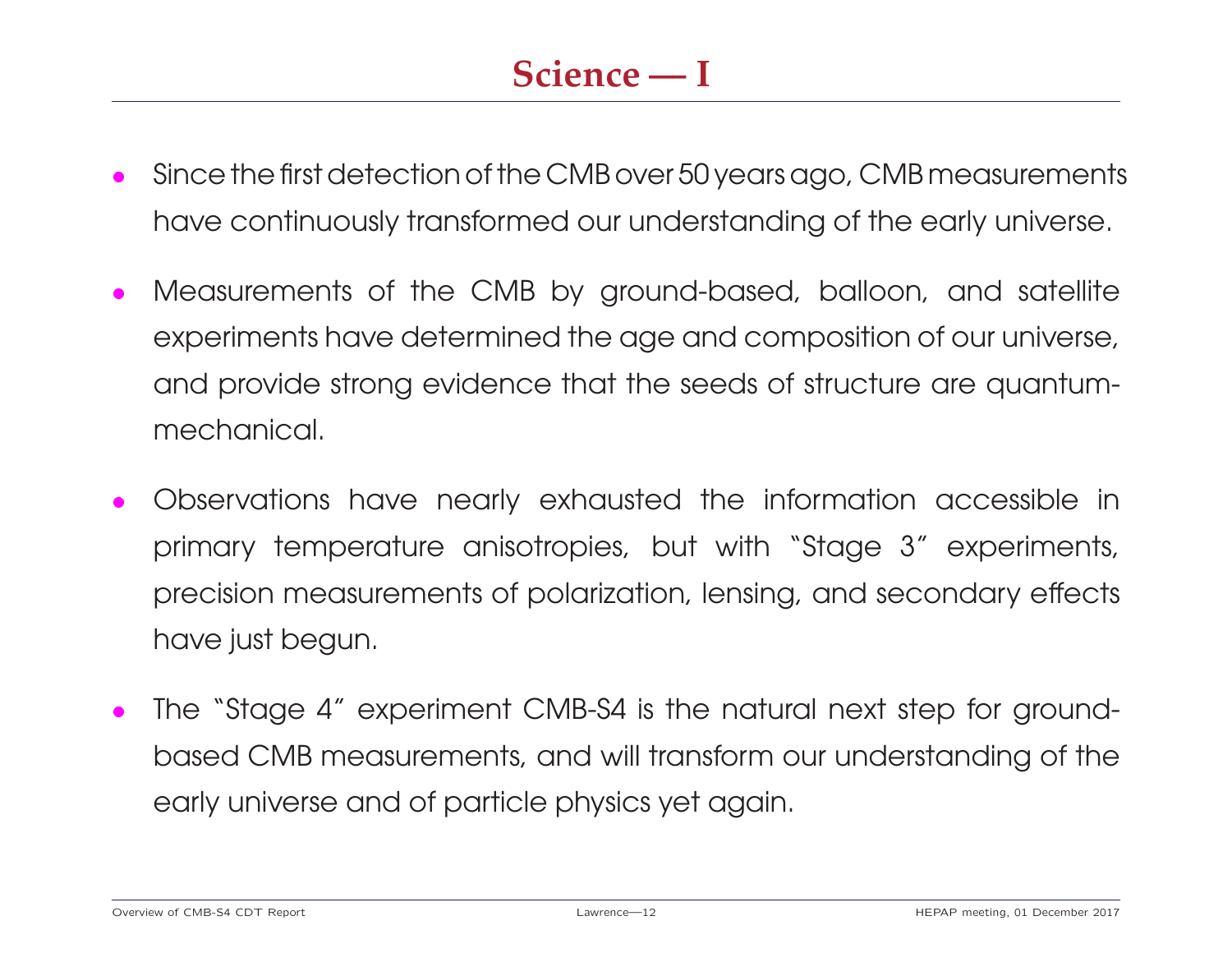# Science — I

- Since the first detection of the CMB over 50 years ago, CMB measurements have continuously transformed our understanding of the early universe.
- Measurements of the CMB by ground-based, balloon, and satellite experiments have determined the age and composition of our universe, and provide strong evidence that the seeds of structure are quantum-mechanical.
- Observations have nearly exhausted the information accessible in primary temperature anisotropies, but with "Stage 3" experiments, precision measurements of polarization, lensing, and secondary effects have just begun.
- The "Stage 4" experiment CMB-S4 is the natural next step for ground-based CMB measurements, and will transform our understanding of the early universe and of particle physics yet again.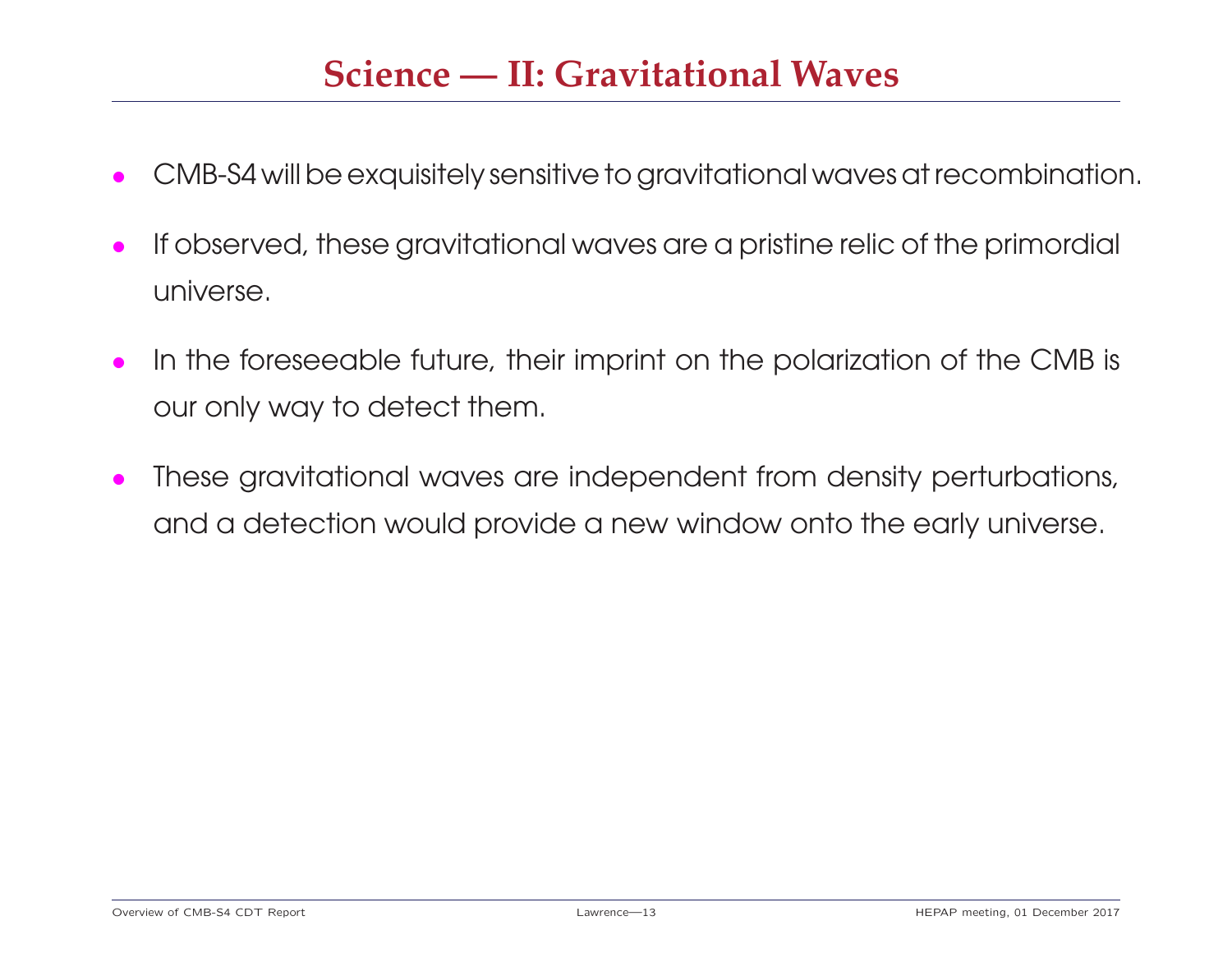# Science — II: Gravitational Waves

- CMB-S4 will be exquisitely sensitive to gravitational waves at recombination.
- If observed, these gravitational waves are a pristine relic of the primordial universe.
- In the foreseeable future, their imprint on the polarization of the CMB is our only way to detect them.
- These gravitational waves are independent from density perturbations, and a detection would provide a new window onto the early universe.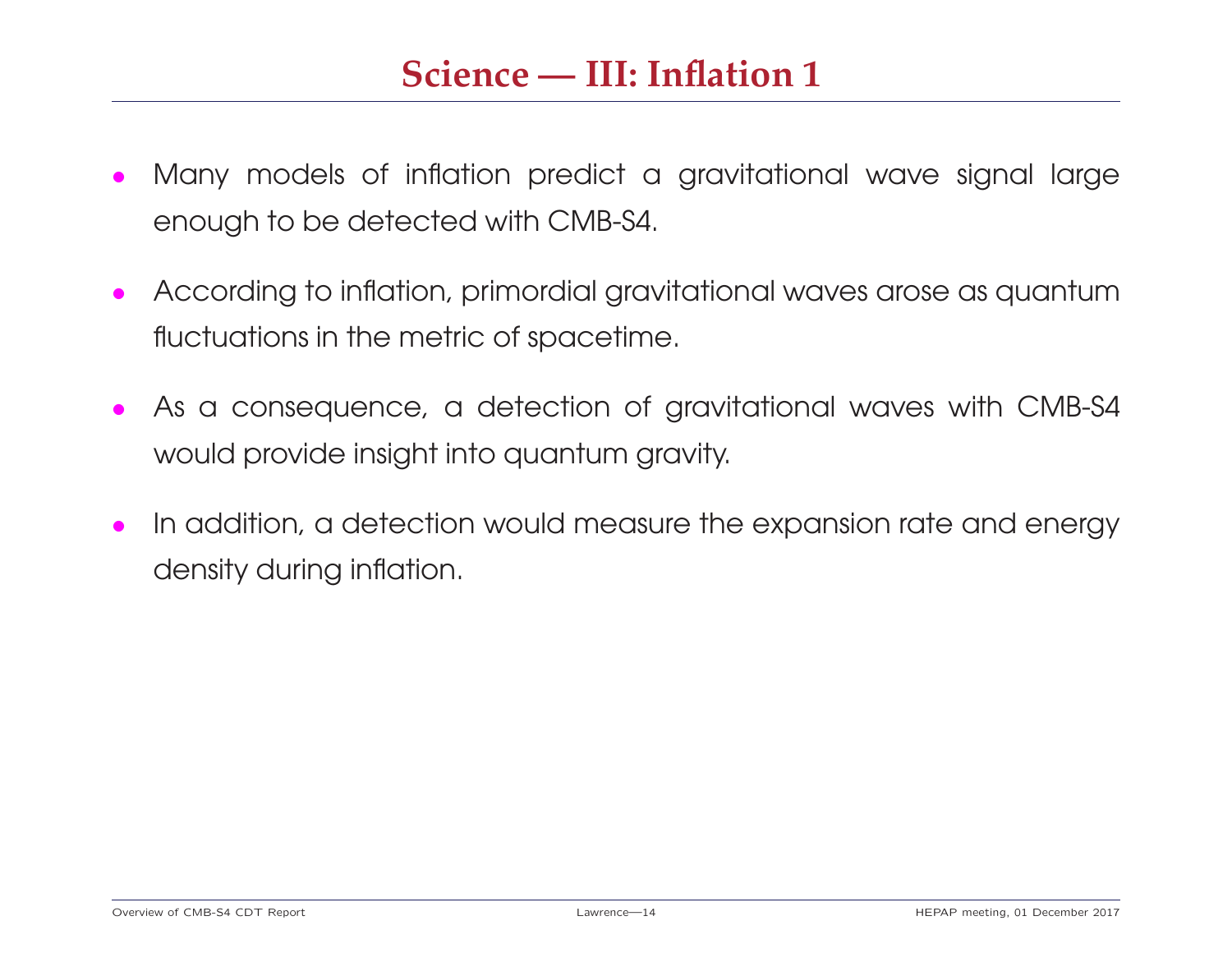# Science — III: Inflation 1

- Many models of inflation predict a gravitational wave signal large enough to be detected with CMB-S4.
- According to inflation, primordial gravitational waves arose as quantum fluctuations in the metric of spacetime.
- As a consequence, a detection of gravitational waves with CMB-S4 would provide insight into quantum gravity.
- In addition, a detection would measure the expansion rate and energy density during inflation.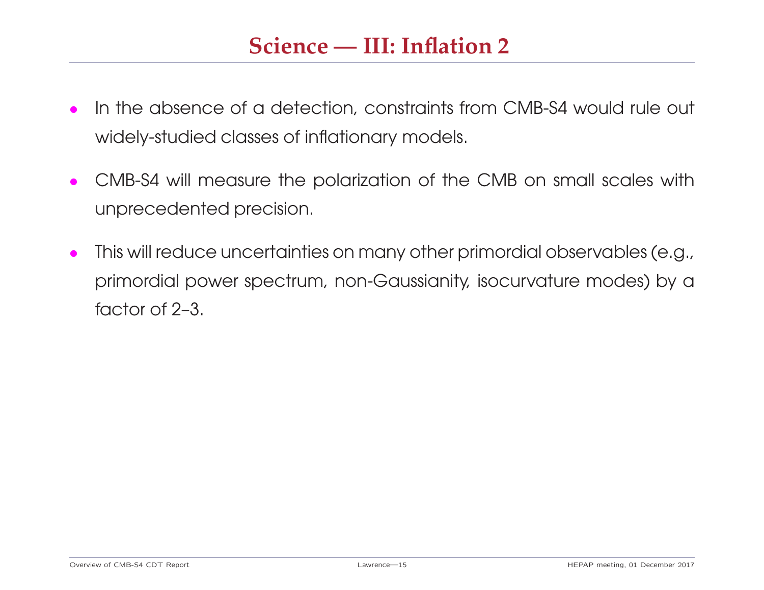# Science — III: Inflation 2

- In the absence of a detection, constraints from CMB-S4 would rule out widely-studied classes of inflationary models.
- CMB-S4 will measure the polarization of the CMB on small scales with unprecedented precision.
- This will reduce uncertainties on many other primordial observables (e.g., primordial power spectrum, non-Gaussianity, isocurvature modes) by a factor of 2–3.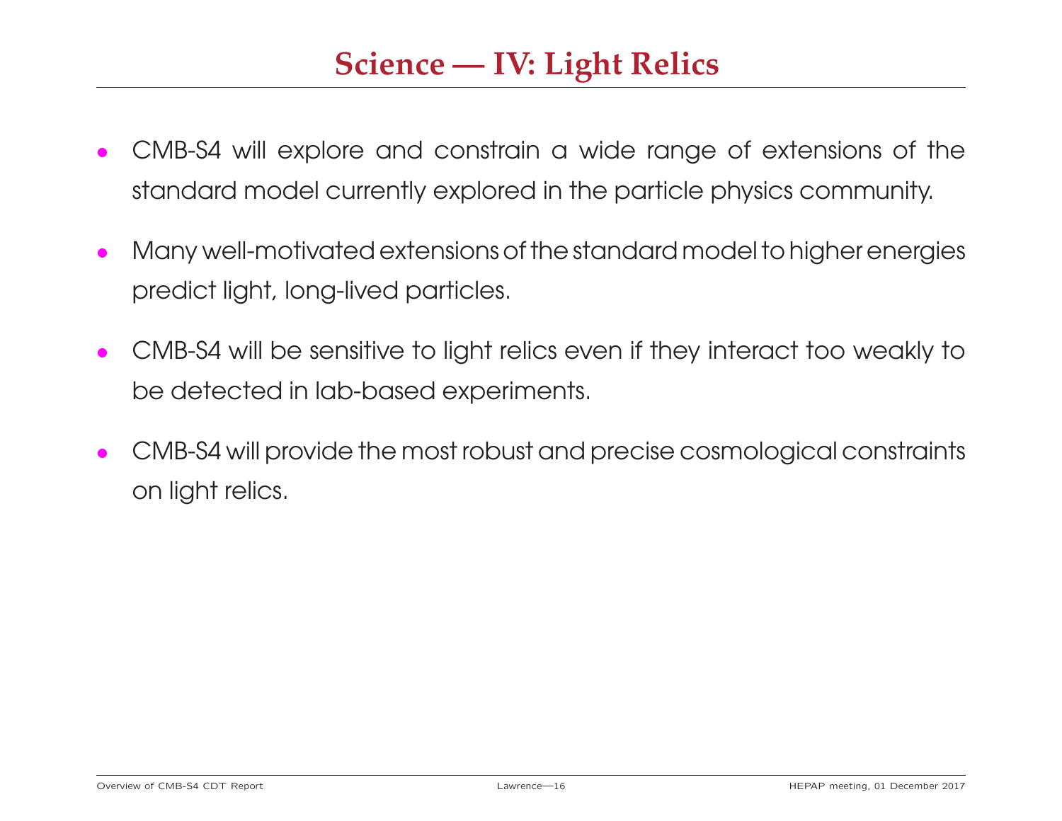# Science — IV: Light Relics

- CMB-S4 will explore and constrain a wide range of extensions of the standard model currently explored in the particle physics community.
- Many well-motivated extensions of the standard model to higher energies predict light, long-lived particles.
- CMB-S4 will be sensitive to light relics even if they interact too weakly to be detected in lab-based experiments.
- CMB-S4 will provide the most robust and precise cosmological constraints on light relics.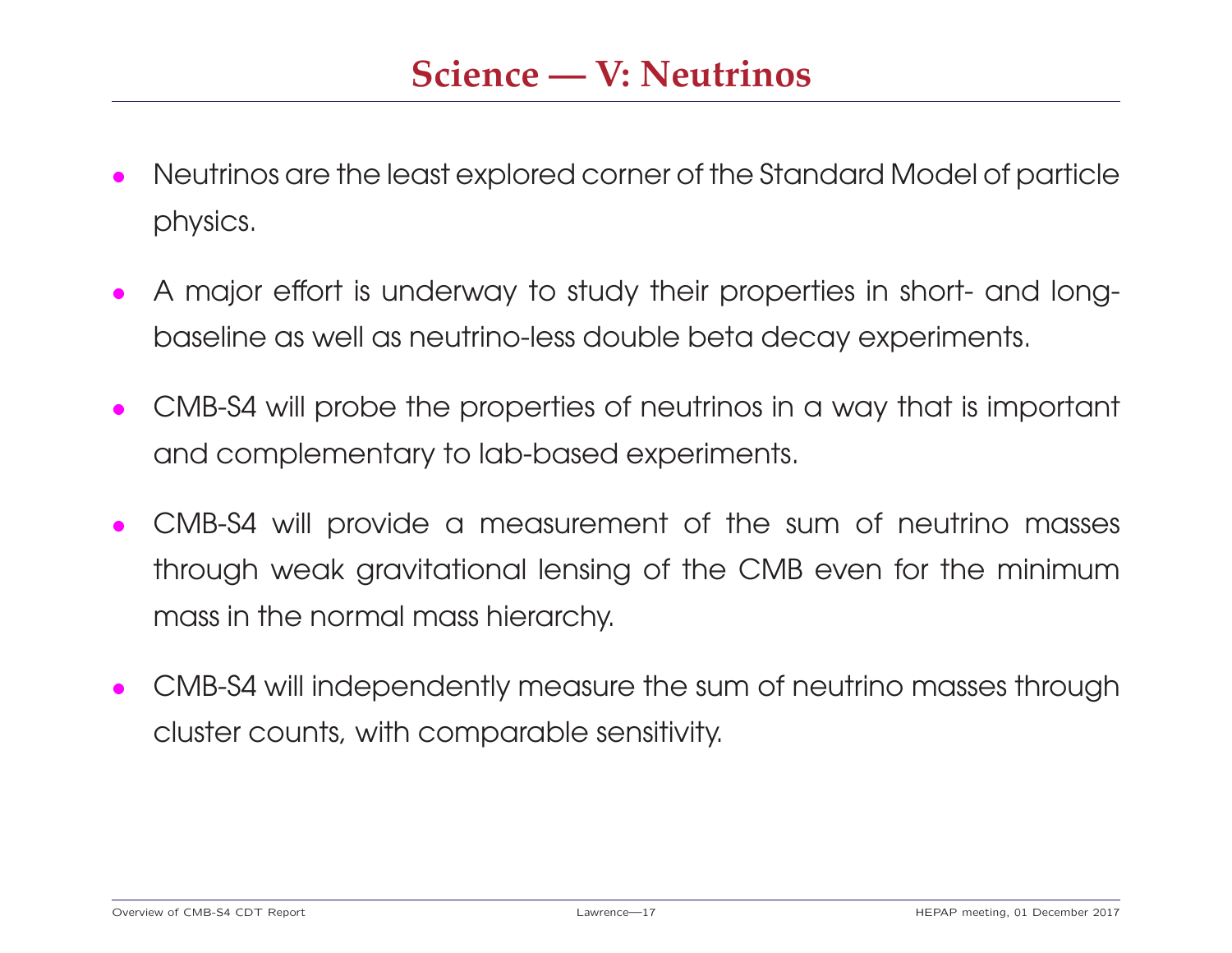# Science — V: Neutrinos

- Neutrinos are the least explored corner of the Standard Model of particle physics.
- A major effort is underway to study their properties in short- and long-baseline as well as neutrino-less double beta decay experiments.
- CMB-S4 will probe the properties of neutrinos in a way that is important and complementary to lab-based experiments.
- CMB-S4 will provide a measurement of the sum of neutrino masses through weak gravitational lensing of the CMB even for the minimum mass in the normal mass hierarchy.
- CMB-S4 will independently measure the sum of neutrino masses through cluster counts, with comparable sensitivity.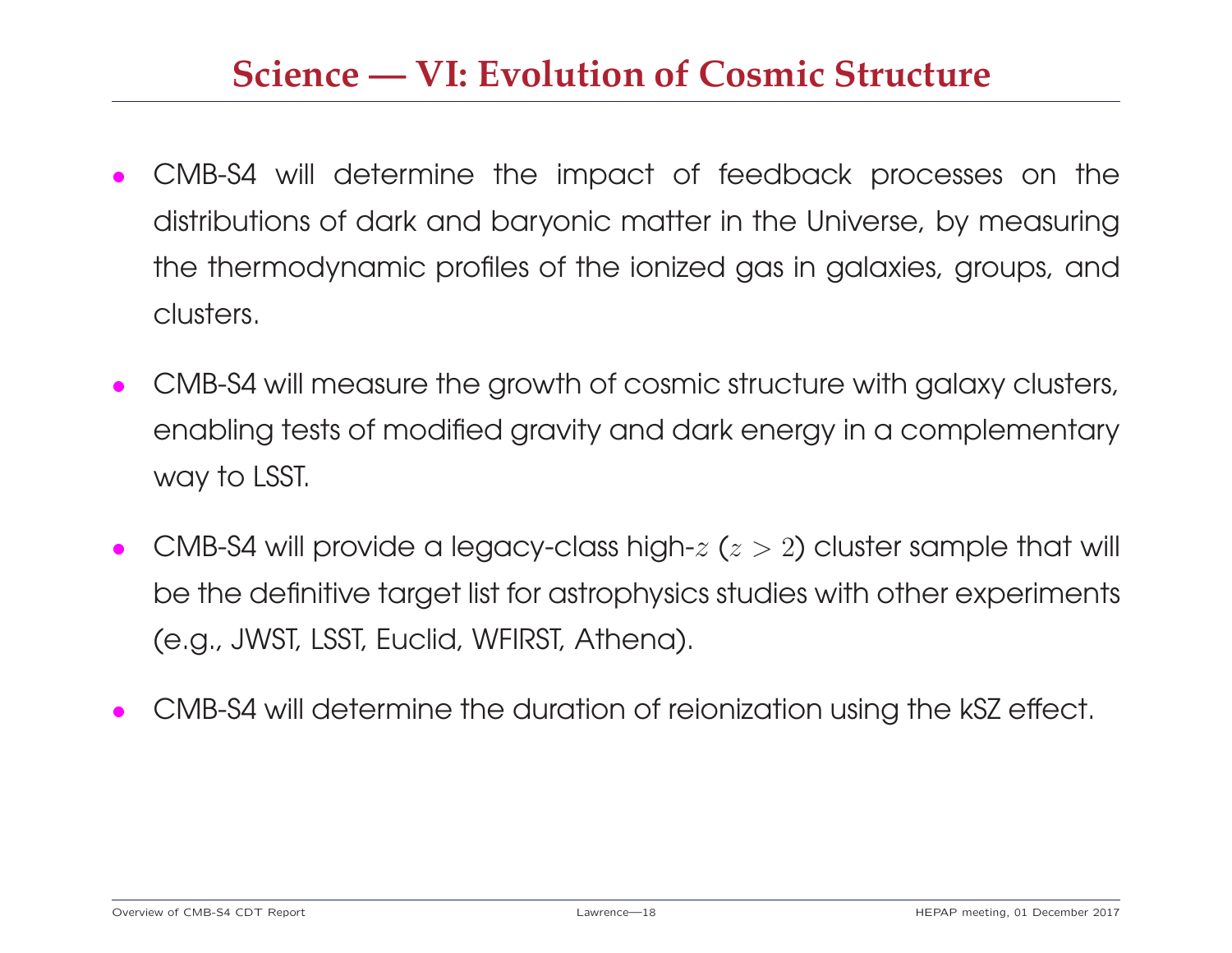# Science — VI: Evolution of Cosmic Structure

- CMB-S4 will determine the impact of feedback processes on the distributions of dark and baryonic matter in the Universe, by measuring the thermodynamic profiles of the ionized gas in galaxies, groups, and clusters.
- CMB-S4 will measure the growth of cosmic structure with galaxy clusters, enabling tests of modified gravity and dark energy in a complementary way to LSST.
- CMB-S4 will provide a legacy-class high-$z$ ($z > 2$) cluster sample that will be the definitive target list for astrophysics studies with other experiments (e.g., JWST, LSST, Euclid, WFIRST, Athena).
- CMB-S4 will determine the duration of reionization using the kSZ effect.